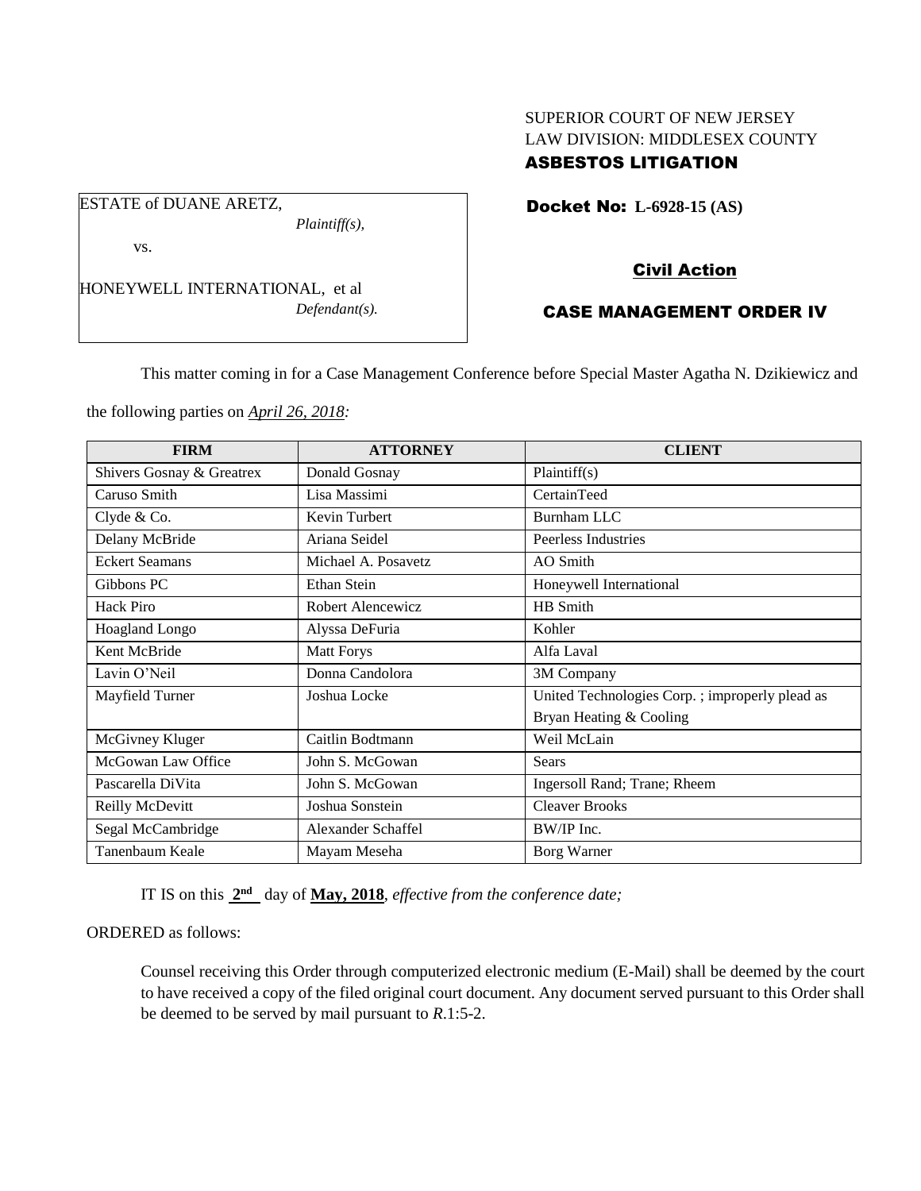SUPERIOR COURT OF NEW JERSEY
LAW DIVISION: MIDDLESEX COUNTY
**ASBESTOS LITIGATION**

ESTATE of DUANE ARETZ,
*Plaintiff(s),*

vs.

HONEYWELL INTERNATIONAL, et al
*Defendant(s).*

**Docket No: L-6928-15 (AS)**

**Civil Action**

**CASE MANAGEMENT ORDER IV**

This matter coming in for a Case Management Conference before Special Master Agatha N. Dzikiewicz and the following parties on *April 26, 2018:*

| FIRM | ATTORNEY | CLIENT |
| --- | --- | --- |
| Shivers Gosnay & Greatrex | Donald Gosnay | Plaintiff(s) |
| Caruso Smith | Lisa Massimi | CertainTeed |
| Clyde & Co. | Kevin Turbert | Burnham LLC |
| Delany McBride | Ariana Seidel | Peerless Industries |
| Eckert Seamans | Michael A. Posavetz | AO Smith |
| Gibbons PC | Ethan Stein | Honeywell International |
| Hack Piro | Robert Alencewicz | HB Smith |
| Hoagland Longo | Alyssa DeFuria | Kohler |
| Kent McBride | Matt Forys | Alfa Laval |
| Lavin O'Neil | Donna Candolora | 3M Company |
| Mayfield Turner | Joshua Locke | United Technologies Corp. ; improperly plead as Bryan Heating & Cooling |
| McGivney Kluger | Caitlin Bodtmann | Weil McLain |
| McGowan Law Office | John S. McGowan | Sears |
| Pascarella DiVita | John S. McGowan | Ingersoll Rand; Trane; Rheem |
| Reilly McDevitt | Joshua Sonstein | Cleaver Brooks |
| Segal McCambridge | Alexander Schaffel | BW/IP Inc. |
| Tanenbaum Keale | Mayam Meseha | Borg Warner |

IT IS on this **2nd** day of **May, 2018**, *effective from the conference date;*

ORDERED as follows:

Counsel receiving this Order through computerized electronic medium (E-Mail) shall be deemed by the court to have received a copy of the filed original court document. Any document served pursuant to this Order shall be deemed to be served by mail pursuant to *R*.1:5-2.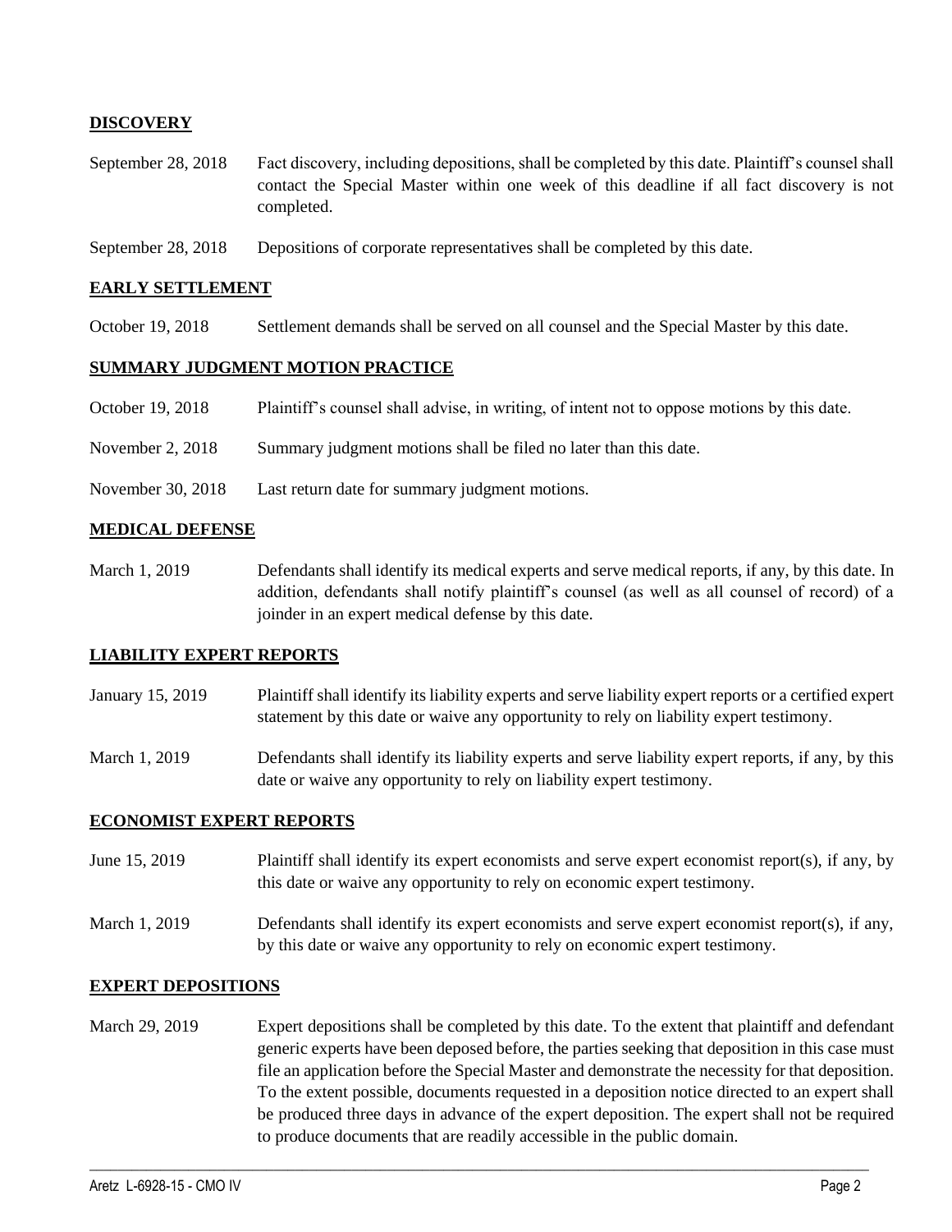## DISCOVERY

| | |
|---|---|
| September 28, 2018 | Fact discovery, including depositions, shall be completed by this date. Plaintiff's counsel shall contact the Special Master within one week of this deadline if all fact discovery is not completed. |
| September 28, 2018 | Depositions of corporate representatives shall be completed by this date. |

## EARLY SETTLEMENT

| | |
|---|---|
| October 19, 2018 | Settlement demands shall be served on all counsel and the Special Master by this date. |

## SUMMARY JUDGMENT MOTION PRACTICE

| | |
|---|---|
| October 19, 2018 | Plaintiff's counsel shall advise, in writing, of intent not to oppose motions by this date. |
| November 2, 2018 | Summary judgment motions shall be filed no later than this date. |
| November 30, 2018 | Last return date for summary judgment motions. |

## MEDICAL DEFENSE

| | |
|---|---|
| March 1, 2019 | Defendants shall identify its medical experts and serve medical reports, if any, by this date. In addition, defendants shall notify plaintiff's counsel (as well as all counsel of record) of a joinder in an expert medical defense by this date. |

## LIABILITY EXPERT REPORTS

| | |
|---|---|
| January 15, 2019 | Plaintiff shall identify its liability experts and serve liability expert reports or a certified expert statement by this date or waive any opportunity to rely on liability expert testimony. |
| March 1, 2019 | Defendants shall identify its liability experts and serve liability expert reports, if any, by this date or waive any opportunity to rely on liability expert testimony. |

## ECONOMIST EXPERT REPORTS

| | |
|---|---|
| June 15, 2019 | Plaintiff shall identify its expert economists and serve expert economist report(s), if any, by this date or waive any opportunity to rely on economic expert testimony. |
| March 1, 2019 | Defendants shall identify its expert economists and serve expert economist report(s), if any, by this date or waive any opportunity to rely on economic expert testimony. |

## EXPERT DEPOSITIONS

| | |
|---|---|
| March 29, 2019 | Expert depositions shall be completed by this date. To the extent that plaintiff and defendant generic experts have been deposed before, the parties seeking that deposition in this case must file an application before the Special Master and demonstrate the necessity for that deposition. To the extent possible, documents requested in a deposition notice directed to an expert shall be produced three days in advance of the expert deposition. The expert shall not be required to produce documents that are readily accessible in the public domain. |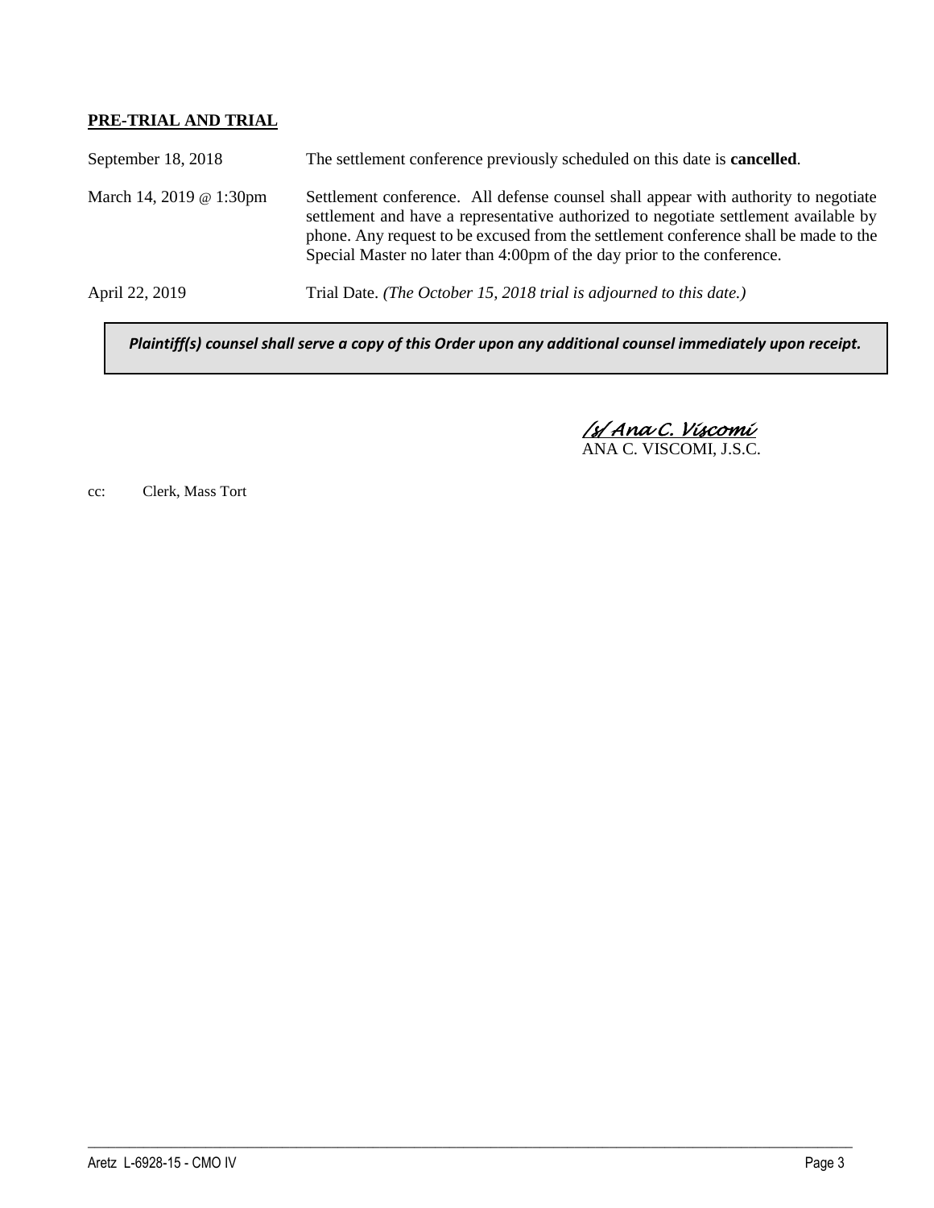**PRE-TRIAL AND TRIAL**

| | |
|---|---|
| September 18, 2018 | The settlement conference previously scheduled on this date is **cancelled**. |
| March 14, 2019 @ 1:30pm | Settlement conference. All defense counsel shall appear with authority to negotiate settlement and have a representative authorized to negotiate settlement available by phone. Any request to be excused from the settlement conference shall be made to the Special Master no later than 4:00pm of the day prior to the conference. |
| April 22, 2019 | Trial Date. *(The October 15, 2018 trial is adjourned to this date.)* |

***Plaintiff(s) counsel shall serve a copy of this Order upon any additional counsel immediately upon receipt.***

*/s/ Ana C. Viscomi*
ANA C. VISCOMI, J.S.C.

cc: Clerk, Mass Tort